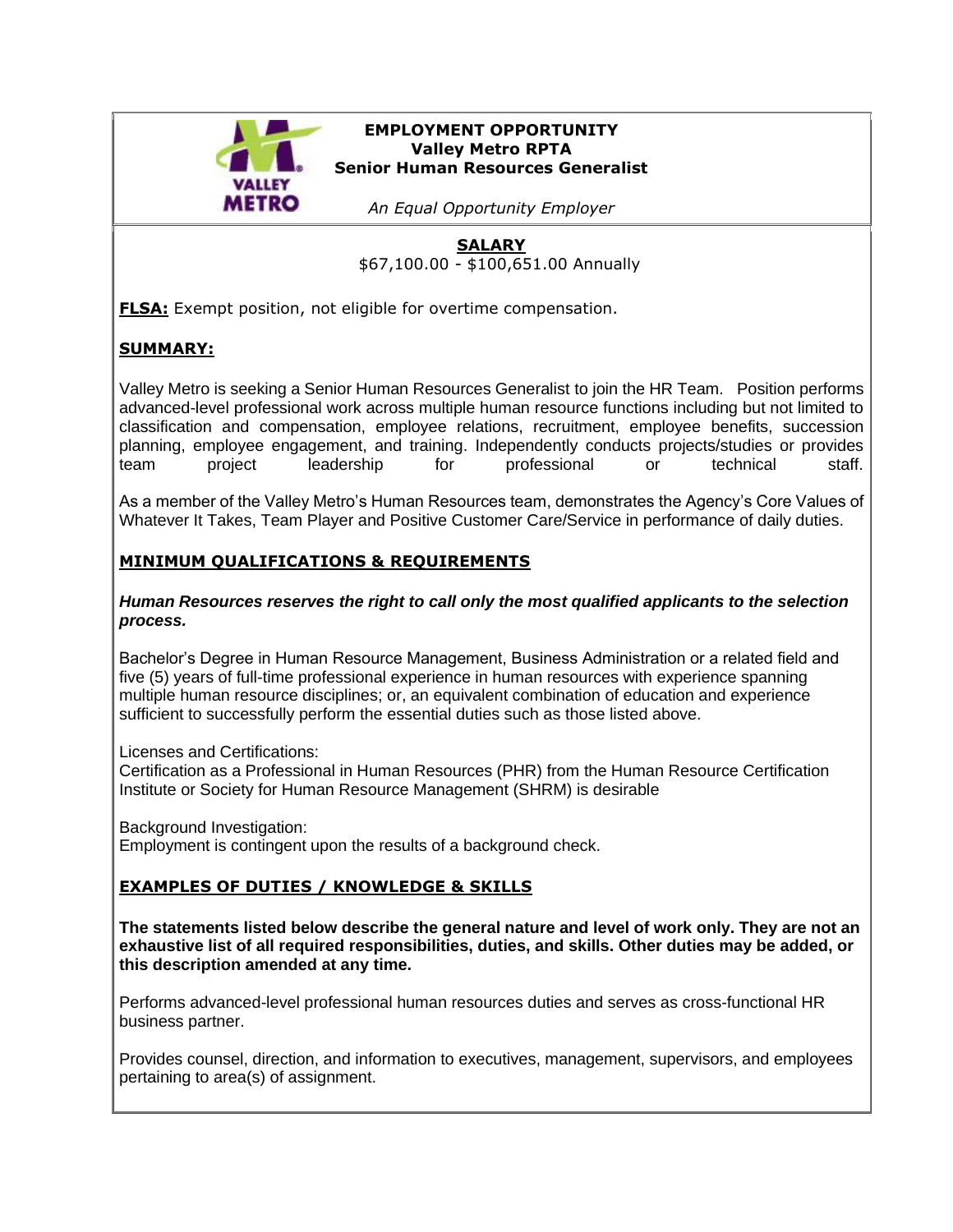**EMPLOYMENT OPPORTUNITY**
**Valley Metro RPTA**
**Senior Human Resources Generalist**

*An Equal Opportunity Employer*

## SALARY

$67,100.00 - $100,651.00 Annually

**FLSA:** Exempt position, not eligible for overtime compensation.

## SUMMARY:

Valley Metro is seeking a Senior Human Resources Generalist to join the HR Team. Position performs advanced-level professional work across multiple human resource functions including but not limited to classification and compensation, employee relations, recruitment, employee benefits, succession planning, employee engagement, and training. Independently conducts projects/studies or provides team project leadership for professional or technical staff.

As a member of the Valley Metro's Human Resources team, demonstrates the Agency's Core Values of Whatever It Takes, Team Player and Positive Customer Care/Service in performance of daily duties.

## MINIMUM QUALIFICATIONS & REQUIREMENTS

***Human Resources reserves the right to call only the most qualified applicants to the selection process.***

Bachelor's Degree in Human Resource Management, Business Administration or a related field and five (5) years of full-time professional experience in human resources with experience spanning multiple human resource disciplines; or, an equivalent combination of education and experience sufficient to successfully perform the essential duties such as those listed above.

Licenses and Certifications:
Certification as a Professional in Human Resources (PHR) from the Human Resource Certification Institute or Society for Human Resource Management (SHRM) is desirable

Background Investigation:
Employment is contingent upon the results of a background check.

## EXAMPLES OF DUTIES / KNOWLEDGE & SKILLS

**The statements listed below describe the general nature and level of work only. They are not an exhaustive list of all required responsibilities, duties, and skills. Other duties may be added, or this description amended at any time.**

Performs advanced-level professional human resources duties and serves as cross-functional HR business partner.

Provides counsel, direction, and information to executives, management, supervisors, and employees pertaining to area(s) of assignment.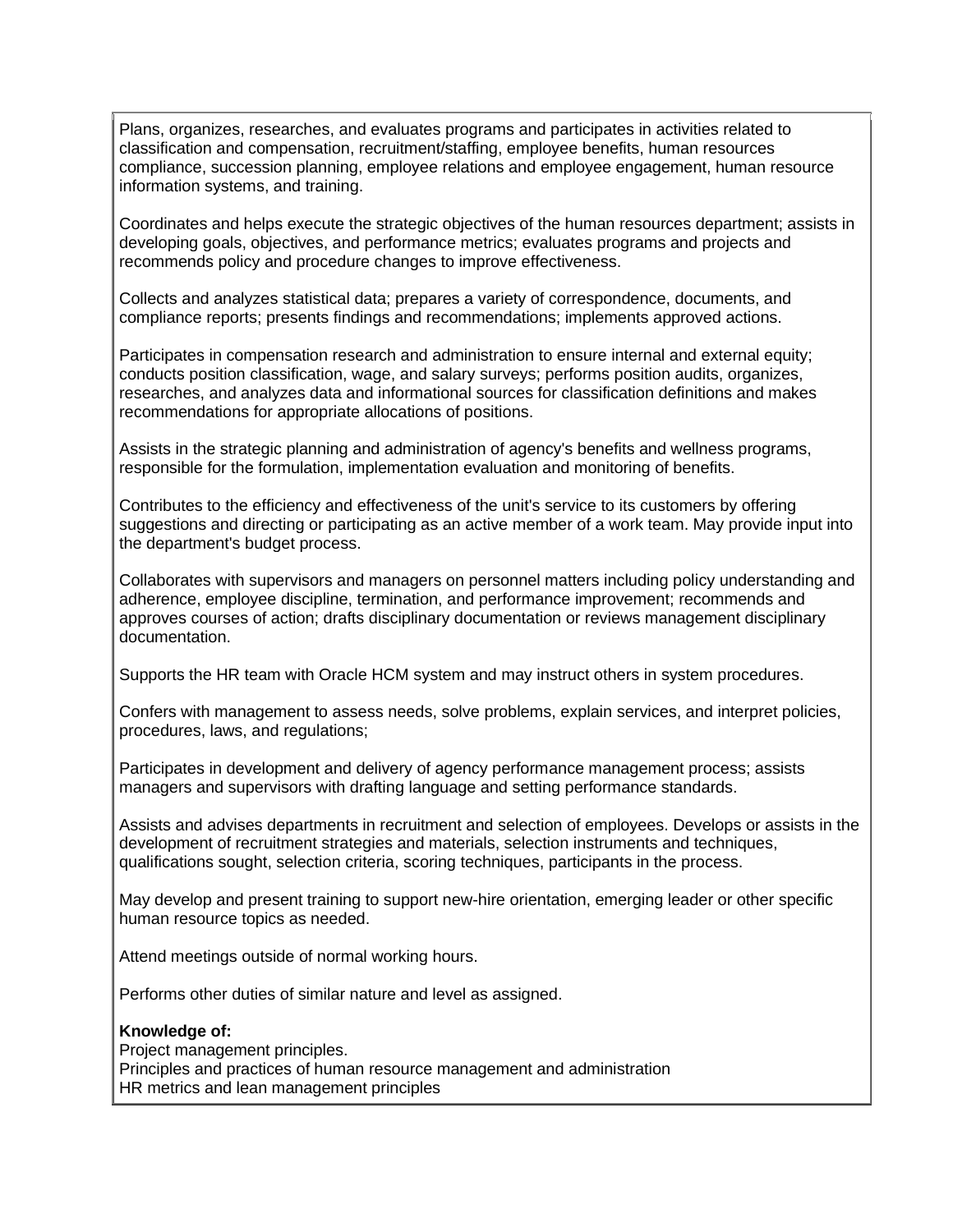Plans, organizes, researches, and evaluates programs and participates in activities related to classification and compensation, recruitment/staffing, employee benefits, human resources compliance, succession planning, employee relations and employee engagement, human resource information systems, and training.

Coordinates and helps execute the strategic objectives of the human resources department; assists in developing goals, objectives, and performance metrics; evaluates programs and projects and recommends policy and procedure changes to improve effectiveness.

Collects and analyzes statistical data; prepares a variety of correspondence, documents, and compliance reports; presents findings and recommendations; implements approved actions.

Participates in compensation research and administration to ensure internal and external equity; conducts position classification, wage, and salary surveys; performs position audits, organizes, researches, and analyzes data and informational sources for classification definitions and makes recommendations for appropriate allocations of positions.

Assists in the strategic planning and administration of agency's benefits and wellness programs, responsible for the formulation, implementation evaluation and monitoring of benefits.

Contributes to the efficiency and effectiveness of the unit's service to its customers by offering suggestions and directing or participating as an active member of a work team. May provide input into the department's budget process.

Collaborates with supervisors and managers on personnel matters including policy understanding and adherence, employee discipline, termination, and performance improvement; recommends and approves courses of action; drafts disciplinary documentation or reviews management disciplinary documentation.

Supports the HR team with Oracle HCM system and may instruct others in system procedures.

Confers with management to assess needs, solve problems, explain services, and interpret policies, procedures, laws, and regulations;

Participates in development and delivery of agency performance management process; assists managers and supervisors with drafting language and setting performance standards.

Assists and advises departments in recruitment and selection of employees. Develops or assists in the development of recruitment strategies and materials, selection instruments and techniques, qualifications sought, selection criteria, scoring techniques, participants in the process.

May develop and present training to support new-hire orientation, emerging leader or other specific human resource topics as needed.

Attend meetings outside of normal working hours.

Performs other duties of similar nature and level as assigned.

**Knowledge of:**
Project management principles.
Principles and practices of human resource management and administration
HR metrics and lean management principles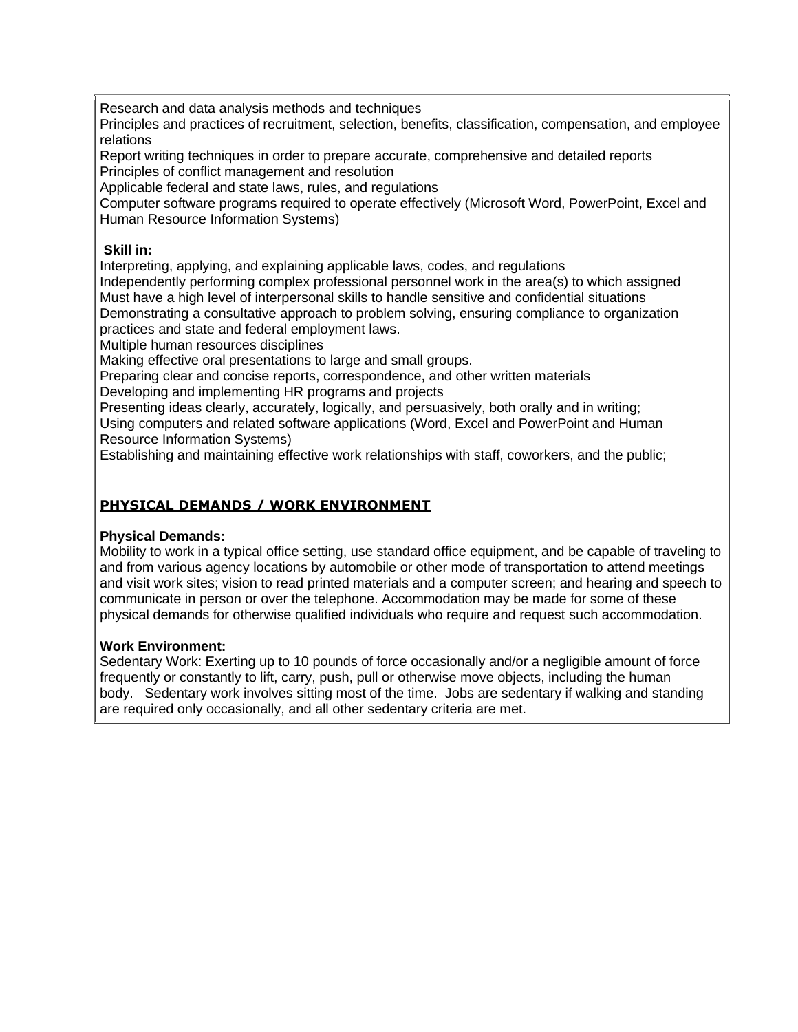Research and data analysis methods and techniques
Principles and practices of recruitment, selection, benefits, classification, compensation, and employee relations
Report writing techniques in order to prepare accurate, comprehensive and detailed reports
Principles of conflict management and resolution
Applicable federal and state laws, rules, and regulations
Computer software programs required to operate effectively (Microsoft Word, PowerPoint, Excel and Human Resource Information Systems)

**Skill in:**
Interpreting, applying, and explaining applicable laws, codes, and regulations
Independently performing complex professional personnel work in the area(s) to which assigned
Must have a high level of interpersonal skills to handle sensitive and confidential situations
Demonstrating a consultative approach to problem solving, ensuring compliance to organization practices and state and federal employment laws.
Multiple human resources disciplines
Making effective oral presentations to large and small groups.
Preparing clear and concise reports, correspondence, and other written materials
Developing and implementing HR programs and projects
Presenting ideas clearly, accurately, logically, and persuasively, both orally and in writing;
Using computers and related software applications (Word, Excel and PowerPoint and Human Resource Information Systems)
Establishing and maintaining effective work relationships with staff, coworkers, and the public;

## PHYSICAL DEMANDS / WORK ENVIRONMENT

**Physical Demands:**
Mobility to work in a typical office setting, use standard office equipment, and be capable of traveling to and from various agency locations by automobile or other mode of transportation to attend meetings and visit work sites; vision to read printed materials and a computer screen; and hearing and speech to communicate in person or over the telephone. Accommodation may be made for some of these physical demands for otherwise qualified individuals who require and request such accommodation.

**Work Environment:**
Sedentary Work: Exerting up to 10 pounds of force occasionally and/or a negligible amount of force frequently or constantly to lift, carry, push, pull or otherwise move objects, including the human body. Sedentary work involves sitting most of the time. Jobs are sedentary if walking and standing are required only occasionally, and all other sedentary criteria are met.